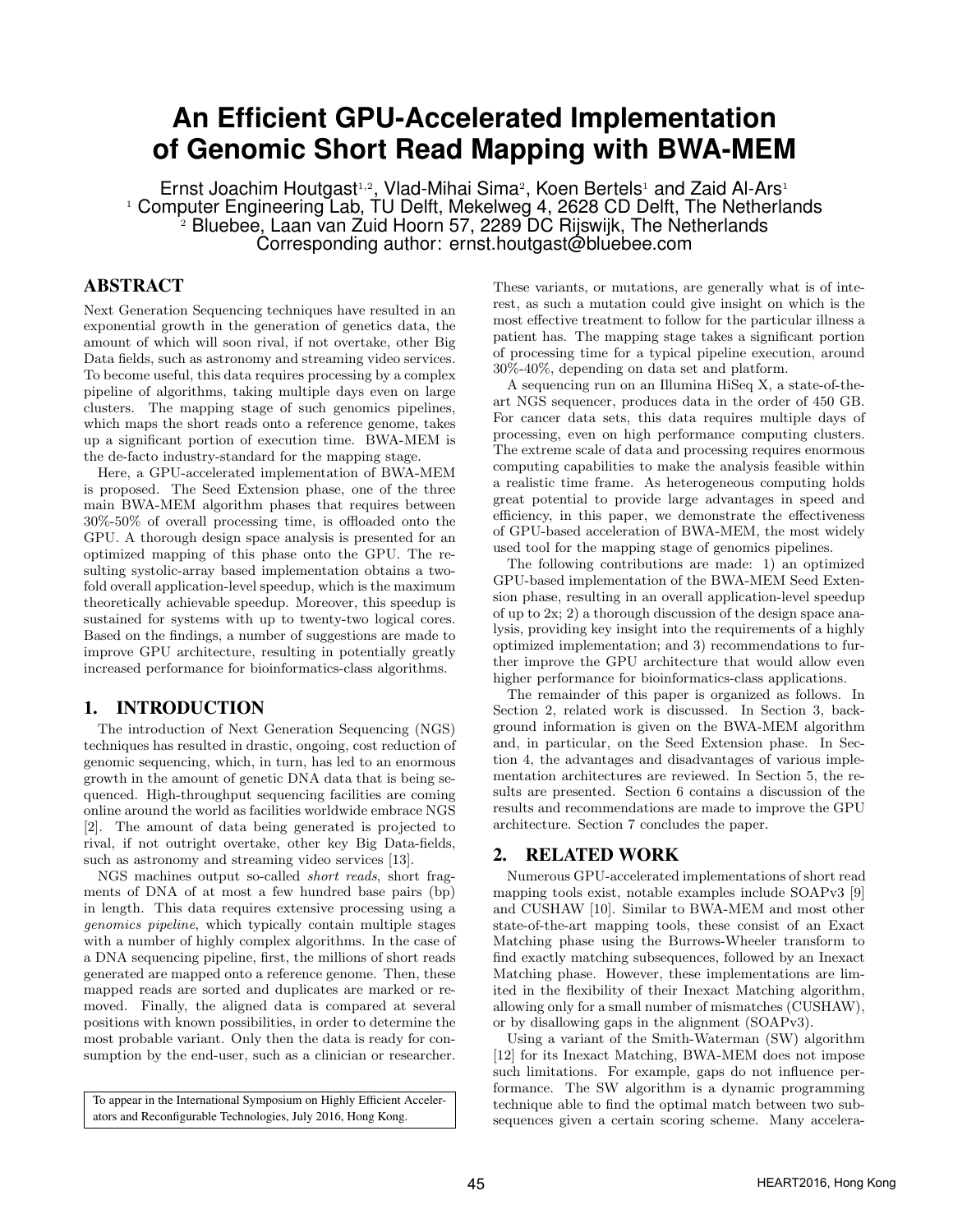# An Efficient GPU-Accelerated Implementation of Genomic Short Read Mapping with BWA-MEM

Ernst Joachim Houtgast[1,2], Vlad-Mihai Sima[2], Koen Bertels[1] and Zaid Al-Ars[1]

[1] Computer Engineering Lab, TU Delft, Mekelweg 4, 2628 CD Delft, The Netherlands

[2] Bluebee, Laan van Zuid Hoorn 57, 2289 DC Rijswijk, The Netherlands

Corresponding author: ernst.houtgast@bluebee.com

## ABSTRACT

Next Generation Sequencing techniques have resulted in an exponential growth in the generation of genetics data, the amount of which will soon rival, if not overtake, other Big Data fields, such as astronomy and streaming video services. To become useful, this data requires processing by a complex pipeline of algorithms, taking multiple days even on large clusters. The mapping stage of such genomics pipelines, which maps the short reads onto a reference genome, takes up a significant portion of execution time. BWA-MEM is the de-facto industry-standard for the mapping stage.

Here, a GPU-accelerated implementation of BWA-MEM is proposed. The Seed Extension phase, one of the three main BWA-MEM algorithm phases that requires between 30%-50% of overall processing time, is offloaded onto the GPU. A thorough design space analysis is presented for an optimized mapping of this phase onto the GPU. The resulting systolic-array based implementation obtains a two-fold overall application-level speedup, which is the maximum theoretically achievable speedup. Moreover, this speedup is sustained for systems with up to twenty-two logical cores. Based on the findings, a number of suggestions are made to improve GPU architecture, resulting in potentially greatly increased performance for bioinformatics-class algorithms.

## 1. INTRODUCTION

The introduction of Next Generation Sequencing (NGS) techniques has resulted in drastic, ongoing, cost reduction of genomic sequencing, which, in turn, has led to an enormous growth in the amount of genetic DNA data that is being sequenced. High-throughput sequencing facilities are coming online around the world as facilities worldwide embrace NGS [2]. The amount of data being generated is projected to rival, if not outright overtake, other key Big Data-fields, such as astronomy and streaming video services [13].

NGS machines output so-called *short reads*, short fragments of DNA of at most a few hundred base pairs (bp) in length. This data requires extensive processing using a *genomics pipeline*, which typically contain multiple stages with a number of highly complex algorithms. In the case of a DNA sequencing pipeline, first, the millions of short reads generated are mapped onto a reference genome. Then, these mapped reads are sorted and duplicates are marked or removed. Finally, the aligned data is compared at several positions with known possibilities, in order to determine the most probable variant. Only then the data is ready for consumption by the end-user, such as a clinician or researcher.

To appear in the International Symposium on Highly Efficient Accelerators and Reconfigurable Technologies, July 2016, Hong Kong.

These variants, or mutations, are generally what is of interest, as such a mutation could give insight on which is the most effective treatment to follow for the particular illness a patient has. The mapping stage takes a significant portion of processing time for a typical pipeline execution, around 30%-40%, depending on data set and platform.

A sequencing run on an Illumina HiSeq X, a state-of-the-art NGS sequencer, produces data in the order of 450 GB. For cancer data sets, this data requires multiple days of processing, even on high performance computing clusters. The extreme scale of data and processing requires enormous computing capabilities to make the analysis feasible within a realistic time frame. As heterogeneous computing holds great potential to provide large advantages in speed and efficiency, in this paper, we demonstrate the effectiveness of GPU-based acceleration of BWA-MEM, the most widely used tool for the mapping stage of genomics pipelines.

The following contributions are made: 1) an optimized GPU-based implementation of the BWA-MEM Seed Extension phase, resulting in an overall application-level speedup of up to 2x; 2) a thorough discussion of the design space analysis, providing key insight into the requirements of a highly optimized implementation; and 3) recommendations to further improve the GPU architecture that would allow even higher performance for bioinformatics-class applications.

The remainder of this paper is organized as follows. In Section 2, related work is discussed. In Section 3, background information is given on the BWA-MEM algorithm and, in particular, on the Seed Extension phase. In Section 4, the advantages and disadvantages of various implementation architectures are reviewed. In Section 5, the results are presented. Section 6 contains a discussion of the results and recommendations are made to improve the GPU architecture. Section 7 concludes the paper.

## 2. RELATED WORK

Numerous GPU-accelerated implementations of short read mapping tools exist, notable examples include SOAPv3 [9] and CUSHAW [10]. Similar to BWA-MEM and most other state-of-the-art mapping tools, these consist of an Exact Matching phase using the Burrows-Wheeler transform to find exactly matching subsequences, followed by an Inexact Matching phase. However, these implementations are limited in the flexibility of their Inexact Matching algorithm, allowing only for a small number of mismatches (CUSHAW), or by disallowing gaps in the alignment (SOAPv3).

Using a variant of the Smith-Waterman (SW) algorithm [12] for its Inexact Matching, BWA-MEM does not impose such limitations. For example, gaps do not influence performance. The SW algorithm is a dynamic programming technique able to find the optimal match between two subsequences given a certain scoring scheme. Many accelera-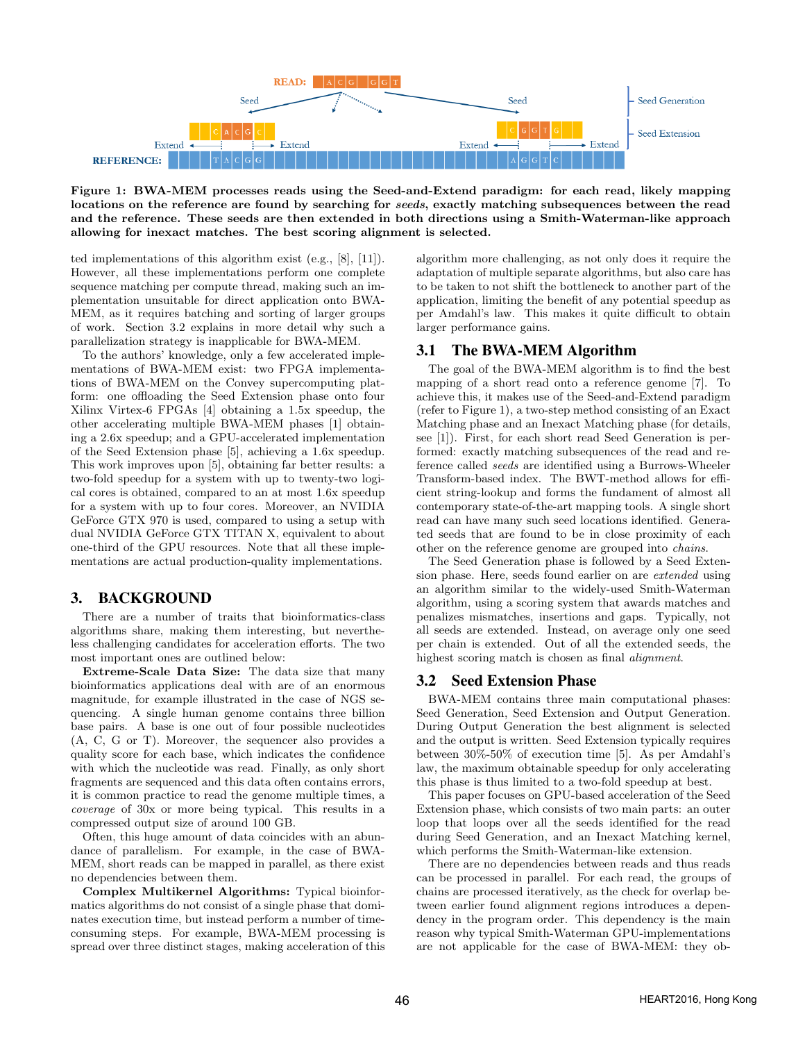**Figure 1: BWA-MEM processes reads using the Seed-and-Extend paradigm: for each read, likely mapping locations on the reference are found by searching for *seeds*, exactly matching subsequences between the read and the reference. These seeds are then extended in both directions using a Smith-Waterman-like approach allowing for inexact matches. The best scoring alignment is selected.**

ted implementations of this algorithm exist (e.g., [8], [11]). However, all these implementations perform one complete sequence matching per compute thread, making such an implementation unsuitable for direct application onto BWA-MEM, as it requires batching and sorting of larger groups of work. Section 3.2 explains in more detail why such a parallelization strategy is inapplicable for BWA-MEM.

To the authors' knowledge, only a few accelerated implementations of BWA-MEM exist: two FPGA implementations of BWA-MEM on the Convey supercomputing platform: one offloading the Seed Extension phase onto four Xilinx Virtex-6 FPGAs [4] obtaining a 1.5x speedup, the other accelerating multiple BWA-MEM phases [1] obtaining a 2.6x speedup; and a GPU-accelerated implementation of the Seed Extension phase [5], achieving a 1.6x speedup. This work improves upon [5], obtaining far better results: a two-fold speedup for a system with up to twenty-two logical cores is obtained, compared to an at most 1.6x speedup for a system with up to four cores. Moreover, an NVIDIA GeForce GTX 970 is used, compared to using a setup with dual NVIDIA GeForce GTX TITAN X, equivalent to about one-third of the GPU resources. Note that all these implementations are actual production-quality implementations.

## 3. BACKGROUND

There are a number of traits that bioinformatics-class algorithms share, making them interesting, but nevertheless challenging candidates for acceleration efforts. The two most important ones are outlined below:

**Extreme-Scale Data Size:** The data size that many bioinformatics applications deal with are of an enormous magnitude, for example illustrated in the case of NGS sequencing. A single human genome contains three billion base pairs. A base is one out of four possible nucleotides (A, C, G or T). Moreover, the sequencer also provides a quality score for each base, which indicates the confidence with which the nucleotide was read. Finally, as only short fragments are sequenced and this data often contains errors, it is common practice to read the genome multiple times, a *coverage* of 30x or more being typical. This results in a compressed output size of around 100 GB.

Often, this huge amount of data coincides with an abundance of parallelism. For example, in the case of BWA-MEM, short reads can be mapped in parallel, as there exist no dependencies between them.

**Complex Multikernel Algorithms:** Typical bioinformatics algorithms do not consist of a single phase that dominates execution time, but instead perform a number of time-consuming steps. For example, BWA-MEM processing is spread over three distinct stages, making acceleration of this algorithm more challenging, as not only does it require the adaptation of multiple separate algorithms, but also care has to be taken to not shift the bottleneck to another part of the application, limiting the benefit of any potential speedup as per Amdahl's law. This makes it quite difficult to obtain larger performance gains.

### 3.1 The BWA-MEM Algorithm

The goal of the BWA-MEM algorithm is to find the best mapping of a short read onto a reference genome [7]. To achieve this, it makes use of the Seed-and-Extend paradigm (refer to Figure 1), a two-step method consisting of an Exact Matching phase and an Inexact Matching phase (for details, see [1]). First, for each short read Seed Generation is performed: exactly matching subsequences of the read and reference called *seeds* are identified using a Burrows-Wheeler Transform-based index. The BWT-method allows for efficient string-lookup and forms the fundament of almost all contemporary state-of-the-art mapping tools. A single short read can have many such seed locations identified. Generated seeds that are found to be in close proximity of each other on the reference genome are grouped into *chains*.

The Seed Generation phase is followed by a Seed Extension phase. Here, seeds found earlier on are *extended* using an algorithm similar to the widely-used Smith-Waterman algorithm, using a scoring system that awards matches and penalizes mismatches, insertions and gaps. Typically, not all seeds are extended. Instead, on average only one seed per chain is extended. Out of all the extended seeds, the highest scoring match is chosen as final *alignment*.

### 3.2 Seed Extension Phase

BWA-MEM contains three main computational phases: Seed Generation, Seed Extension and Output Generation. During Output Generation the best alignment is selected and the output is written. Seed Extension typically requires between 30%-50% of execution time [5]. As per Amdahl's law, the maximum obtainable speedup for only accelerating this phase is thus limited to a two-fold speedup at best.

This paper focuses on GPU-based acceleration of the Seed Extension phase, which consists of two main parts: an outer loop that loops over all the seeds identified for the read during Seed Generation, and an Inexact Matching kernel, which performs the Smith-Waterman-like extension.

There are no dependencies between reads and thus reads can be processed in parallel. For each read, the groups of chains are processed iteratively, as the check for overlap between earlier found alignment regions introduces a dependency in the program order. This dependency is the main reason why typical Smith-Waterman GPU-implementations are not applicable for the case of BWA-MEM: they ob-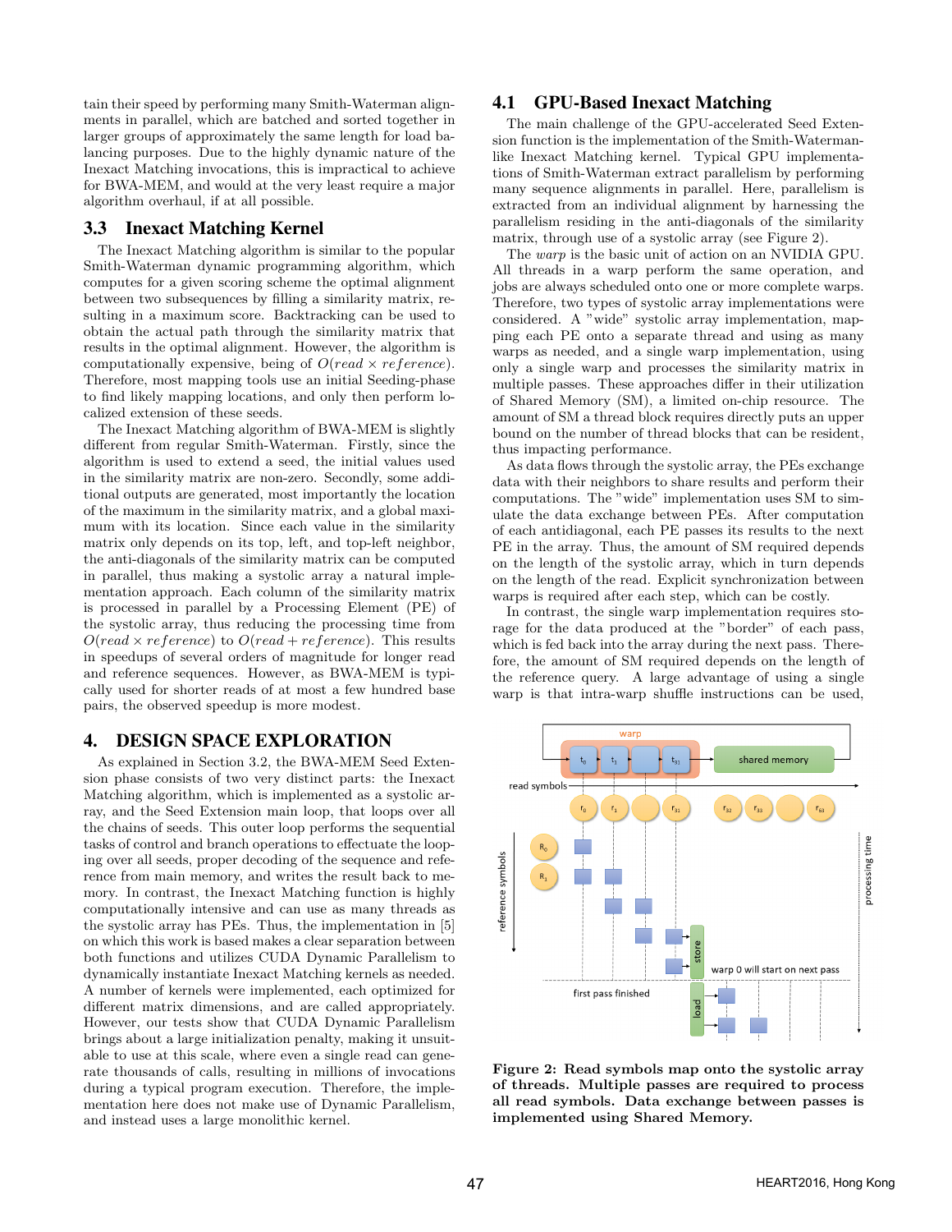tain their speed by performing many Smith-Waterman alignments in parallel, which are batched and sorted together in larger groups of approximately the same length for load balancing purposes. Due to the highly dynamic nature of the Inexact Matching invocations, this is impractical to achieve for BWA-MEM, and would at the very least require a major algorithm overhaul, if at all possible.

## 3.3 Inexact Matching Kernel

The Inexact Matching algorithm is similar to the popular Smith-Waterman dynamic programming algorithm, which computes for a given scoring scheme the optimal alignment between two subsequences by filling a similarity matrix, resulting in a maximum score. Backtracking can be used to obtain the actual path through the similarity matrix that results in the optimal alignment. However, the algorithm is computationally expensive, being of $O(read \times reference)$. Therefore, most mapping tools use an initial Seeding-phase to find likely mapping locations, and only then perform localized extension of these seeds.

The Inexact Matching algorithm of BWA-MEM is slightly different from regular Smith-Waterman. Firstly, since the algorithm is used to extend a seed, the initial values used in the similarity matrix are non-zero. Secondly, some additional outputs are generated, most importantly the location of the maximum in the similarity matrix, and a global maximum with its location. Since each value in the similarity matrix only depends on its top, left, and top-left neighbor, the anti-diagonals of the similarity matrix can be computed in parallel, thus making a systolic array a natural implementation approach. Each column of the similarity matrix is processed in parallel by a Processing Element (PE) of the systolic array, thus reducing the processing time from $O(read \times reference)$ to $O(read + reference)$. This results in speedups of several orders of magnitude for longer read and reference sequences. However, as BWA-MEM is typically used for shorter reads of at most a few hundred base pairs, the observed speedup is more modest.

# 4. DESIGN SPACE EXPLORATION

As explained in Section 3.2, the BWA-MEM Seed Extension phase consists of two very distinct parts: the Inexact Matching algorithm, which is implemented as a systolic array, and the Seed Extension main loop, that loops over all the chains of seeds. This outer loop performs the sequential tasks of control and branch operations to effectuate the looping over all seeds, proper decoding of the sequence and reference from main memory, and writes the result back to memory. In contrast, the Inexact Matching function is highly computationally intensive and can use as many threads as the systolic array has PEs. Thus, the implementation in [5] on which this work is based makes a clear separation between both functions and utilizes CUDA Dynamic Parallelism to dynamically instantiate Inexact Matching kernels as needed. A number of kernels were implemented, each optimized for different matrix dimensions, and are called appropriately. However, our tests show that CUDA Dynamic Parallelism brings about a large initialization penalty, making it unsuitable to use at this scale, where even a single read can generate thousands of calls, resulting in millions of invocations during a typical program execution. Therefore, the implementation here does not make use of Dynamic Parallelism, and instead uses a large monolithic kernel.

## 4.1 GPU-Based Inexact Matching

The main challenge of the GPU-accelerated Seed Extension function is the implementation of the Smith-Waterman-like Inexact Matching kernel. Typical GPU implementations of Smith-Waterman extract parallelism by performing many sequence alignments in parallel. Here, parallelism is extracted from an individual alignment by harnessing the parallelism residing in the anti-diagonals of the similarity matrix, through use of a systolic array (see Figure 2).

The *warp* is the basic unit of action on an NVIDIA GPU. All threads in a warp perform the same operation, and jobs are always scheduled onto one or more complete warps. Therefore, two types of systolic array implementations were considered. A "wide" systolic array implementation, mapping each PE onto a separate thread and using as many warps as needed, and a single warp implementation, using only a single warp and processes the similarity matrix in multiple passes. These approaches differ in their utilization of Shared Memory (SM), a limited on-chip resource. The amount of SM a thread block requires directly puts an upper bound on the number of thread blocks that can be resident, thus impacting performance.

As data flows through the systolic array, the PEs exchange data with their neighbors to share results and perform their computations. The "wide" implementation uses SM to simulate the data exchange between PEs. After computation of each antidiagonal, each PE passes its results to the next PE in the array. Thus, the amount of SM required depends on the length of the systolic array, which in turn depends on the length of the read. Explicit synchronization between warps is required after each step, which can be costly.

In contrast, the single warp implementation requires storage for the data produced at the "border" of each pass, which is fed back into the array during the next pass. Therefore, the amount of SM required depends on the length of the reference query. A large advantage of using a single warp is that intra-warp shuffle instructions can be used,

**Figure 2: Read symbols map onto the systolic array of threads. Multiple passes are required to process all read symbols. Data exchange between passes is implemented using Shared Memory.**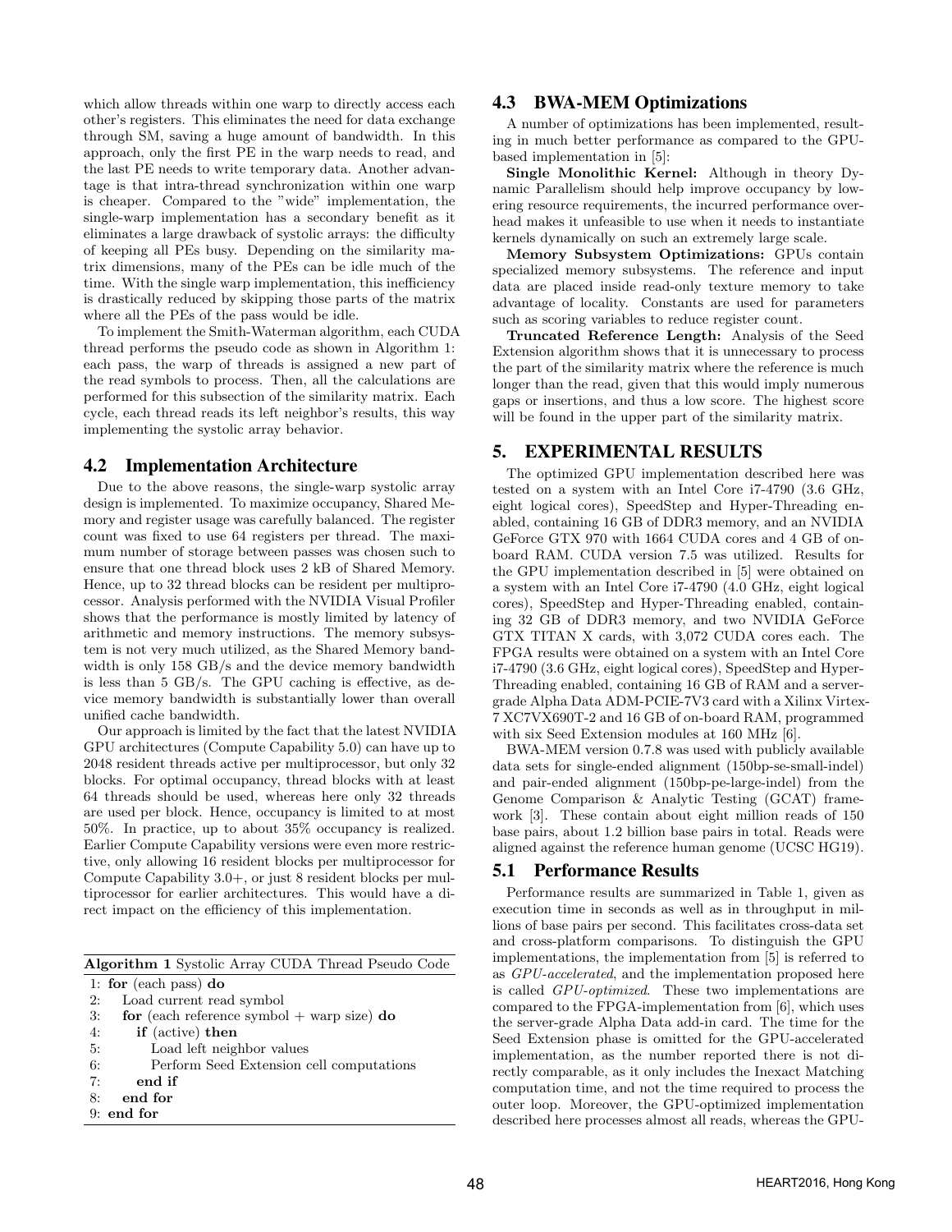which allow threads within one warp to directly access each other's registers. This eliminates the need for data exchange through SM, saving a huge amount of bandwidth. In this approach, only the first PE in the warp needs to read, and the last PE needs to write temporary data. Another advantage is that intra-thread synchronization within one warp is cheaper. Compared to the "wide" implementation, the single-warp implementation has a secondary benefit as it eliminates a large drawback of systolic arrays: the difficulty of keeping all PEs busy. Depending on the similarity matrix dimensions, many of the PEs can be idle much of the time. With the single warp implementation, this inefficiency is drastically reduced by skipping those parts of the matrix where all the PEs of the pass would be idle.

To implement the Smith-Waterman algorithm, each CUDA thread performs the pseudo code as shown in Algorithm 1: each pass, the warp of threads is assigned a new part of the read symbols to process. Then, all the calculations are performed for this subsection of the similarity matrix. Each cycle, each thread reads its left neighbor's results, this way implementing the systolic array behavior.

## 4.2 Implementation Architecture

Due to the above reasons, the single-warp systolic array design is implemented. To maximize occupancy, Shared Memory and register usage was carefully balanced. The register count was fixed to use 64 registers per thread. The maximum number of storage between passes was chosen such to ensure that one thread block uses 2 kB of Shared Memory. Hence, up to 32 thread blocks can be resident per multiprocessor. Analysis performed with the NVIDIA Visual Profiler shows that the performance is mostly limited by latency of arithmetic and memory instructions. The memory subsystem is not very much utilized, as the Shared Memory bandwidth is only 158 GB/s and the device memory bandwidth is less than 5 GB/s. The GPU caching is effective, as device memory bandwidth is substantially lower than overall unified cache bandwidth.

Our approach is limited by the fact that the latest NVIDIA GPU architectures (Compute Capability 5.0) can have up to 2048 resident threads active per multiprocessor, but only 32 blocks. For optimal occupancy, thread blocks with at least 64 threads should be used, whereas here only 32 threads are used per block. Hence, occupancy is limited to at most 50%. In practice, up to about 35% occupancy is realized. Earlier Compute Capability versions were even more restrictive, only allowing 16 resident blocks per multiprocessor for Compute Capability 3.0+, or just 8 resident blocks per multiprocessor for earlier architectures. This would have a direct impact on the efficiency of this implementation.

**Algorithm 1** Systolic Array CUDA Thread Pseudo Code

```
1: for (each pass) do
2:   Load current read symbol
3:   for (each reference symbol + warp size) do
4:     if (active) then
5:       Load left neighbor values
6:       Perform Seed Extension cell computations
7:     end if
8:   end for
9: end for
```

## 4.3 BWA-MEM Optimizations

A number of optimizations has been implemented, resulting in much better performance as compared to the GPU-based implementation in [5]:

**Single Monolithic Kernel:** Although in theory Dynamic Parallelism should help improve occupancy by lowering resource requirements, the incurred performance overhead makes it unfeasible to use when it needs to instantiate kernels dynamically on such an extremely large scale.

**Memory Subsystem Optimizations:** GPUs contain specialized memory subsystems. The reference and input data are placed inside read-only texture memory to take advantage of locality. Constants are used for parameters such as scoring variables to reduce register count.

**Truncated Reference Length:** Analysis of the Seed Extension algorithm shows that it is unnecessary to process the part of the similarity matrix where the reference is much longer than the read, given that this would imply numerous gaps or insertions, and thus a low score. The highest score will be found in the upper part of the similarity matrix.

# 5. EXPERIMENTAL RESULTS

The optimized GPU implementation described here was tested on a system with an Intel Core i7-4790 (3.6 GHz, eight logical cores), SpeedStep and Hyper-Threading enabled, containing 16 GB of DDR3 memory, and an NVIDIA GeForce GTX 970 with 1664 CUDA cores and 4 GB of onboard RAM. CUDA version 7.5 was utilized. Results for the GPU implementation described in [5] were obtained on a system with an Intel Core i7-4790 (4.0 GHz, eight logical cores), SpeedStep and Hyper-Threading enabled, containing 32 GB of DDR3 memory, and two NVIDIA GeForce GTX TITAN X cards, with 3,072 CUDA cores each. The FPGA results were obtained on a system with an Intel Core i7-4790 (3.6 GHz, eight logical cores), SpeedStep and Hyper-Threading enabled, containing 16 GB of RAM and a server-grade Alpha Data ADM-PCIE-7V3 card with a Xilinx Virtex-7 XC7VX690T-2 and 16 GB of on-board RAM, programmed with six Seed Extension modules at 160 MHz [6].

BWA-MEM version 0.7.8 was used with publicly available data sets for single-ended alignment (150bp-se-small-indel) and pair-ended alignment (150bp-pe-large-indel) from the Genome Comparison & Analytic Testing (GCAT) framework [3]. These contain about eight million reads of 150 base pairs, about 1.2 billion base pairs in total. Reads were aligned against the reference human genome (UCSC HG19).

## 5.1 Performance Results

Performance results are summarized in Table 1, given as execution time in seconds as well as in throughput in millions of base pairs per second. This facilitates cross-data set and cross-platform comparisons. To distinguish the GPU implementations, the implementation from [5] is referred to as *GPU-accelerated*, and the implementation proposed here is called *GPU-optimized*. These two implementations are compared to the FPGA-implementation from [6], which uses the server-grade Alpha Data add-in card. The time for the Seed Extension phase is omitted for the GPU-accelerated implementation, as the number reported there is not directly comparable, as it only includes the Inexact Matching computation time, and not the time required to process the outer loop. Moreover, the GPU-optimized implementation described here processes almost all reads, whereas the GPU-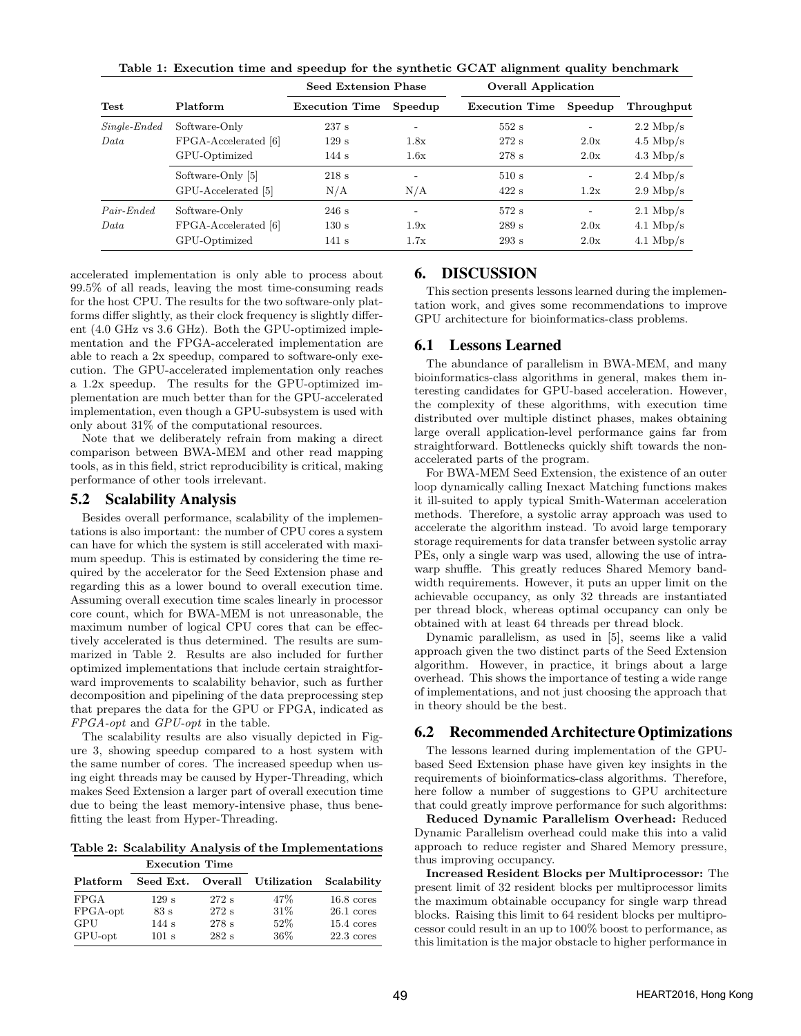Table 1: Execution time and speedup for the synthetic GCAT alignment quality benchmark

| Test | Platform | Seed Extension Phase | | Overall Application | | Throughput |
|---|---|---|---|---|---|---|
| | | Execution Time | Speedup | Execution Time | Speedup | |
| *Single-Ended Data* | Software-Only | 237 s | - | 552 s | - | 2.2 Mbp/s |
| | FPGA-Accelerated [6] | 129 s | 1.8x | 272 s | 2.0x | 4.5 Mbp/s |
| | GPU-Optimized | 144 s | 1.6x | 278 s | 2.0x | 4.3 Mbp/s |
| | Software-Only [5] | 218 s | - | 510 s | - | 2.4 Mbp/s |
| | GPU-Accelerated [5] | N/A | N/A | 422 s | 1.2x | 2.9 Mbp/s |
| *Pair-Ended Data* | Software-Only | 246 s | - | 572 s | - | 2.1 Mbp/s |
| | FPGA-Accelerated [6] | 130 s | 1.9x | 289 s | 2.0x | 4.1 Mbp/s |
| | GPU-Optimized | 141 s | 1.7x | 293 s | 2.0x | 4.1 Mbp/s |

accelerated implementation is only able to process about 99.5% of all reads, leaving the most time-consuming reads for the host CPU. The results for the two software-only platforms differ slightly, as their clock frequency is slightly different (4.0 GHz vs 3.6 GHz). Both the GPU-optimized implementation and the FPGA-accelerated implementation are able to reach a 2x speedup, compared to software-only execution. The GPU-accelerated implementation only reaches a 1.2x speedup. The results for the GPU-optimized implementation are much better than for the GPU-accelerated implementation, even though a GPU-subsystem is used with only about 31% of the computational resources.

Note that we deliberately refrain from making a direct comparison between BWA-MEM and other read mapping tools, as in this field, strict reproducibility is critical, making performance of other tools irrelevant.

## 5.2 Scalability Analysis

Besides overall performance, scalability of the implementations is also important: the number of CPU cores a system can have for which the system is still accelerated with maximum speedup. This is estimated by considering the time required by the accelerator for the Seed Extension phase and regarding this as a lower bound to overall execution time. Assuming overall execution time scales linearly in processor core count, which for BWA-MEM is not unreasonable, the maximum number of logical CPU cores that can be effectively accelerated is thus determined. The results are summarized in Table 2. Results are also included for further optimized implementations that include certain straightforward improvements to scalability behavior, such as further decomposition and pipelining of the data preprocessing step that prepares the data for the GPU or FPGA, indicated as *FPGA-opt* and *GPU-opt* in the table.

The scalability results are also visually depicted in Figure 3, showing speedup compared to a host system with the same number of cores. The increased speedup when using eight threads may be caused by Hyper-Threading, which makes Seed Extension a larger part of overall execution time due to being the least memory-intensive phase, thus benefitting the least from Hyper-Threading.

Table 2: Scalability Analysis of the Implementations

| Platform | Execution Time | | Utilization | Scalability |
|---|---|---|---|---|
| | Seed Ext. | Overall | | |
| FPGA | 129 s | 272 s | 47% | 16.8 cores |
| FPGA-opt | 83 s | 272 s | 31% | 26.1 cores |
| GPU | 144 s | 278 s | 52% | 15.4 cores |
| GPU-opt | 101 s | 282 s | 36% | 22.3 cores |

# 6. DISCUSSION

This section presents lessons learned during the implementation work, and gives some recommendations to improve GPU architecture for bioinformatics-class problems.

## 6.1 Lessons Learned

The abundance of parallelism in BWA-MEM, and many bioinformatics-class algorithms in general, makes them interesting candidates for GPU-based acceleration. However, the complexity of these algorithms, with execution time distributed over multiple distinct phases, makes obtaining large overall application-level performance gains far from straightforward. Bottlenecks quickly shift towards the non-accelerated parts of the program.

For BWA-MEM Seed Extension, the existence of an outer loop dynamically calling Inexact Matching functions makes it ill-suited to apply typical Smith-Waterman acceleration methods. Therefore, a systolic array approach was used to accelerate the algorithm instead. To avoid large temporary storage requirements for data transfer between systolic array PEs, only a single warp was used, allowing the use of intra-warp shuffle. This greatly reduces Shared Memory bandwidth requirements. However, it puts an upper limit on the achievable occupancy, as only 32 threads are instantiated per thread block, whereas optimal occupancy can only be obtained with at least 64 threads per thread block.

Dynamic parallelism, as used in [5], seems like a valid approach given the two distinct parts of the Seed Extension algorithm. However, in practice, it brings about a large overhead. This shows the importance of testing a wide range of implementations, and not just choosing the approach that in theory should be the best.

## 6.2 Recommended Architecture Optimizations

The lessons learned during implementation of the GPU-based Seed Extension phase have given key insights in the requirements of bioinformatics-class algorithms. Therefore, here follow a number of suggestions to GPU architecture that could greatly improve performance for such algorithms:

**Reduced Dynamic Parallelism Overhead:** Reduced Dynamic Parallelism overhead could make this into a valid approach to reduce register and Shared Memory pressure, thus improving occupancy.

**Increased Resident Blocks per Multiprocessor:** The present limit of 32 resident blocks per multiprocessor limits the maximum obtainable occupancy for single warp thread blocks. Raising this limit to 64 resident blocks per multiprocessor could result in an up to 100% boost to performance, as this limitation is the major obstacle to higher performance in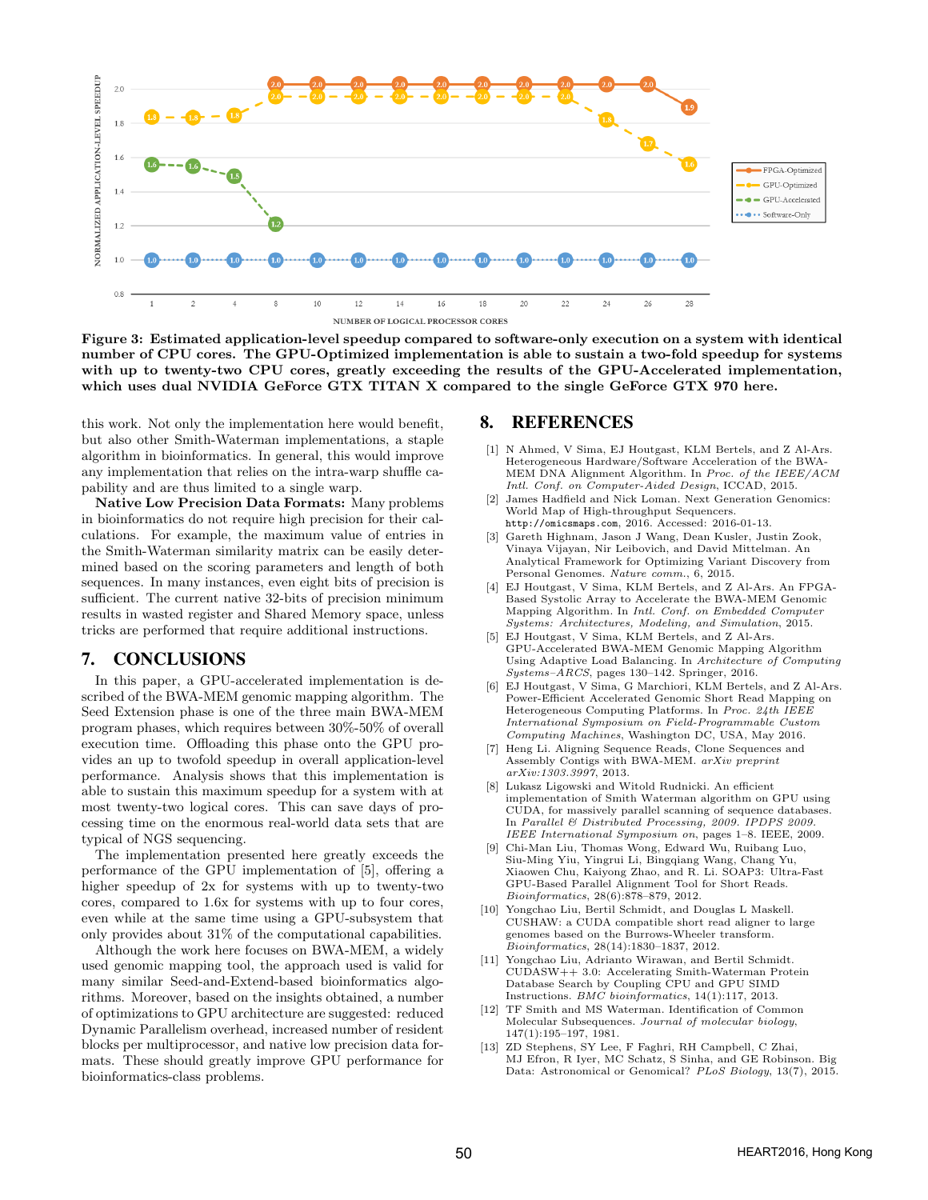NORMALIZED APPLICATION-LEVEL SPEEDUP

2.0
1.8
1.6
1.4
1.2
1.0
0.8

1 2 4 8 10 12 14 16 18 20 22 24 26 28

NUMBER OF LOGICAL PROCESSOR CORES

FPGA-Optimized
GPU-Optimized
GPU-Accelerated
Software-Only

2.0 2.0 2.0 2.0 2.0 2.0 2.0 2.0 2.0 2.0 1.9

1.8 1.8 1.8 2.0 2.0 2.0 2.0 2.0 2.0 2.0 2.0 1.8 1.7 1.6

1.6 1.6 1.5 1.2

1.0 1.0 1.0 1.0 1.0 1.0 1.0 1.0 1.0 1.0 1.0 1.0 1.0 1.0

**Figure 3: Estimated application-level speedup compared to software-only execution on a system with identical number of CPU cores. The GPU-Optimized implementation is able to sustain a two-fold speedup for systems with up to twenty-two CPU cores, greatly exceeding the results of the GPU-Accelerated implementation, which uses dual NVIDIA GeForce GTX TITAN X compared to the single GeForce GTX 970 here.**

this work. Not only the implementation here would benefit, but also other Smith-Waterman implementations, a staple algorithm in bioinformatics. In general, this would improve any implementation that relies on the intra-warp shuffle capability and are thus limited to a single warp.

**Native Low Precision Data Formats:** Many problems in bioinformatics do not require high precision for their calculations. For example, the maximum value of entries in the Smith-Waterman similarity matrix can be easily determined based on the scoring parameters and length of both sequences. In many instances, even eight bits of precision is sufficient. The current native 32-bits of precision minimum results in wasted register and Shared Memory space, unless tricks are performed that require additional instructions.

## 7. CONCLUSIONS

In this paper, a GPU-accelerated implementation is described of the BWA-MEM genomic mapping algorithm. The Seed Extension phase is one of the three main BWA-MEM program phases, which requires between 30%-50% of overall execution time. Offloading this phase onto the GPU provides an up to twofold speedup in overall application-level performance. Analysis shows that this implementation is able to sustain this maximum speedup for a system with at most twenty-two logical cores. This can save days of processing time on the enormous real-world data sets that are typical of NGS sequencing.

The implementation presented here greatly exceeds the performance of the GPU implementation of [5], offering a higher speedup of 2x for systems with up to twenty-two cores, compared to 1.6x for systems with up to four cores, even while at the same time using a GPU-subsystem that only provides about 31% of the computational capabilities.

Although the work here focuses on BWA-MEM, a widely used genomic mapping tool, the approach used is valid for many similar Seed-and-Extend-based bioinformatics algorithms. Moreover, based on the insights obtained, a number of optimizations to GPU architecture are suggested: reduced Dynamic Parallelism overhead, increased number of resident blocks per multiprocessor, and native low precision data formats. These should greatly improve GPU performance for bioinformatics-class problems.

## 8. REFERENCES

[1] N Ahmed, V Sima, EJ Houtgast, KLM Bertels, and Z Al-Ars. Heterogeneous Hardware/Software Acceleration of the BWA-MEM DNA Alignment Algorithm. In *Proc. of the IEEE/ACM Intl. Conf. on Computer-Aided Design*, ICCAD, 2015.

[2] James Hadfield and Nick Loman. Next Generation Genomics: World Map of High-throughput Sequencers. http://omicsmaps.com, 2016. Accessed: 2016-01-13.

[3] Gareth Highnam, Jason J Wang, Dean Kusler, Justin Zook, Vinaya Vijayan, Nir Leibovich, and David Mittelman. An Analytical Framework for Optimizing Variant Discovery from Personal Genomes. *Nature comm.*, 6, 2015.

[4] EJ Houtgast, V Sima, KLM Bertels, and Z Al-Ars. An FPGA-Based Systolic Array to Accelerate the BWA-MEM Genomic Mapping Algorithm. In *Intl. Conf. on Embedded Computer Systems: Architectures, Modeling, and Simulation*, 2015.

[5] EJ Houtgast, V Sima, KLM Bertels, and Z Al-Ars. GPU-Accelerated BWA-MEM Genomic Mapping Algorithm Using Adaptive Load Balancing. In *Architecture of Computing Systems–ARCS*, pages 130–142. Springer, 2016.

[6] EJ Houtgast, V Sima, G Marchiori, KLM Bertels, and Z Al-Ars. Power-Efficient Accelerated Genomic Short Read Mapping on Heterogeneous Computing Platforms. In *Proc. 24th IEEE International Symposium on Field-Programmable Custom Computing Machines*, Washington DC, USA, May 2016.

[7] Heng Li. Aligning Sequence Reads, Clone Sequences and Assembly Contigs with BWA-MEM. *arXiv preprint arXiv:1303.3997*, 2013.

[8] Lukasz Ligowski and Witold Rudnicki. An efficient implementation of Smith Waterman algorithm on GPU using CUDA, for massively parallel scanning of sequence databases. In *Parallel & Distributed Processing, 2009. IPDPS 2009. IEEE International Symposium on*, pages 1–8. IEEE, 2009.

[9] Chi-Man Liu, Thomas Wong, Edward Wu, Ruibang Luo, Siu-Ming Yiu, Yingrui Li, Bingqiang Wang, Chang Yu, Xiaowen Chu, Kaiyong Zhao, and R. Li. SOAP3: Ultra-Fast GPU-Based Parallel Alignment Tool for Short Reads. *Bioinformatics*, 28(6):878–879, 2012.

[10] Yongchao Liu, Bertil Schmidt, and Douglas L Maskell. CUSHAW: a CUDA compatible short read aligner to large genomes based on the Burrows-Wheeler transform. *Bioinformatics*, 28(14):1830–1837, 2012.

[11] Yongchao Liu, Adrianto Wirawan, and Bertil Schmidt. CUDASW++ 3.0: Accelerating Smith-Waterman Protein Database Search by Coupling CPU and GPU SIMD Instructions. *BMC bioinformatics*, 14(1):117, 2013.

[12] TF Smith and MS Waterman. Identification of Common Molecular Subsequences. *Journal of molecular biology*, 147(1):195–197, 1981.

[13] ZD Stephens, SY Lee, F Faghri, RH Campbell, C Zhai, MJ Efron, R Iyer, MC Schatz, S Sinha, and GE Robinson. Big Data: Astronomical or Genomical? *PLoS Biology*, 13(7), 2015.